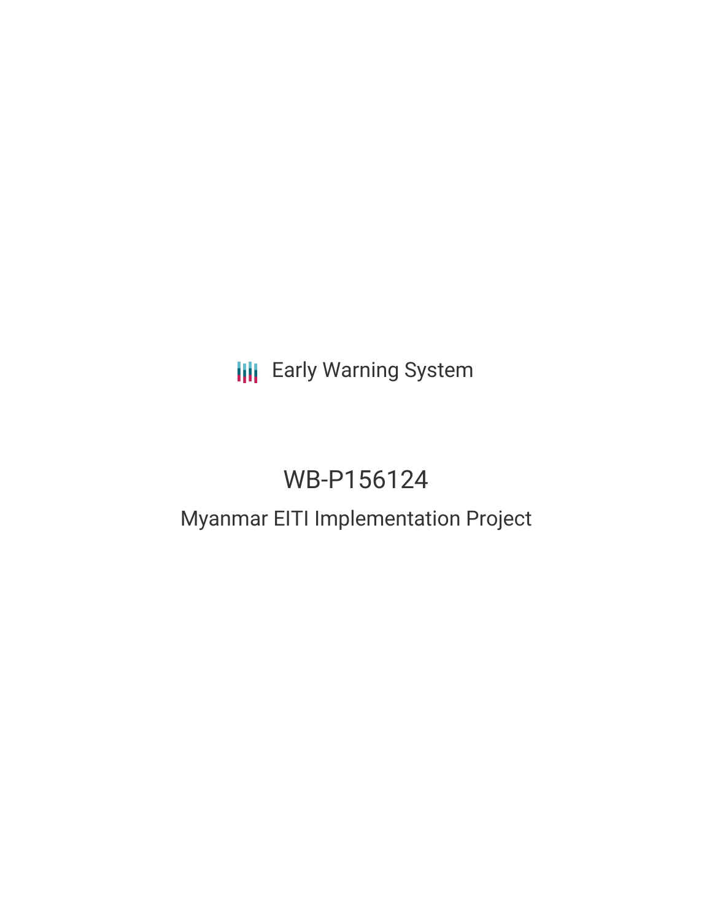Early Warning System

# WB-P156124

## Myanmar EITI Implementation Project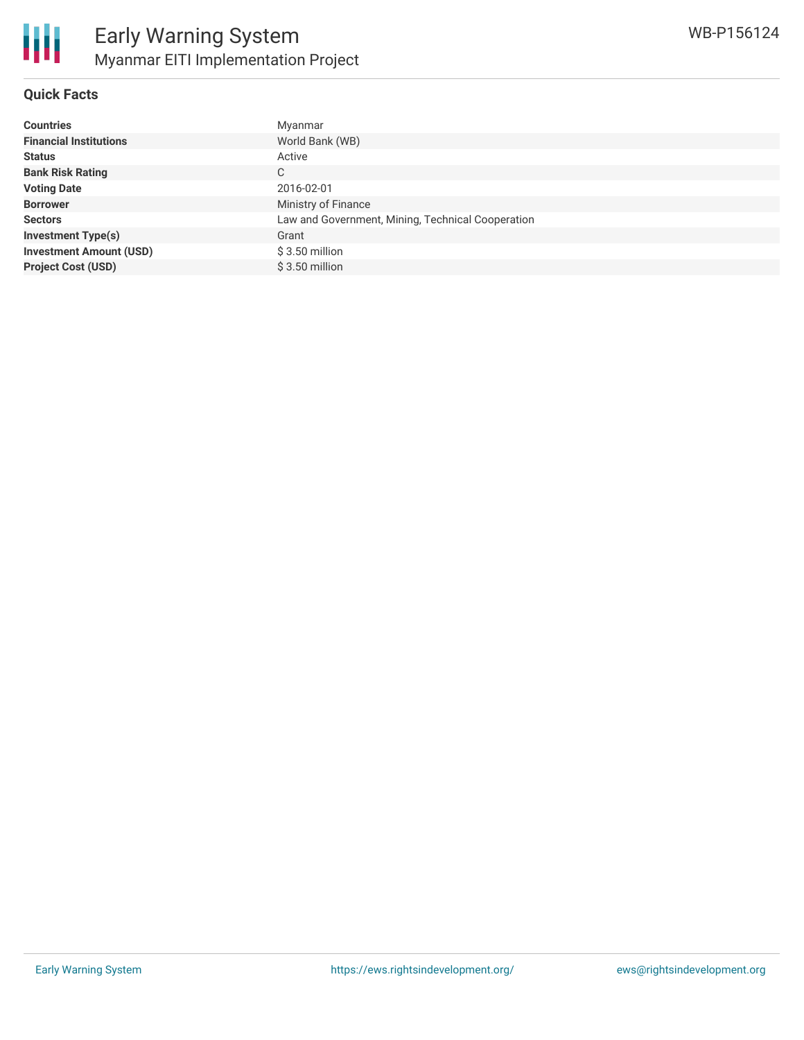# Early Warning System

## Myanmar EITI Implementation Project

WB-P156124

### Quick Facts

| | |
|---|---|
| **Countries** | Myanmar |
| **Financial Institutions** | World Bank (WB) |
| **Status** | Active |
| **Bank Risk Rating** | C |
| **Voting Date** | 2016-02-01 |
| **Borrower** | Ministry of Finance |
| **Sectors** | Law and Government, Mining, Technical Cooperation |
| **Investment Type(s)** | Grant |
| **Investment Amount (USD)** | $ 3.50 million |
| **Project Cost (USD)** | $ 3.50 million |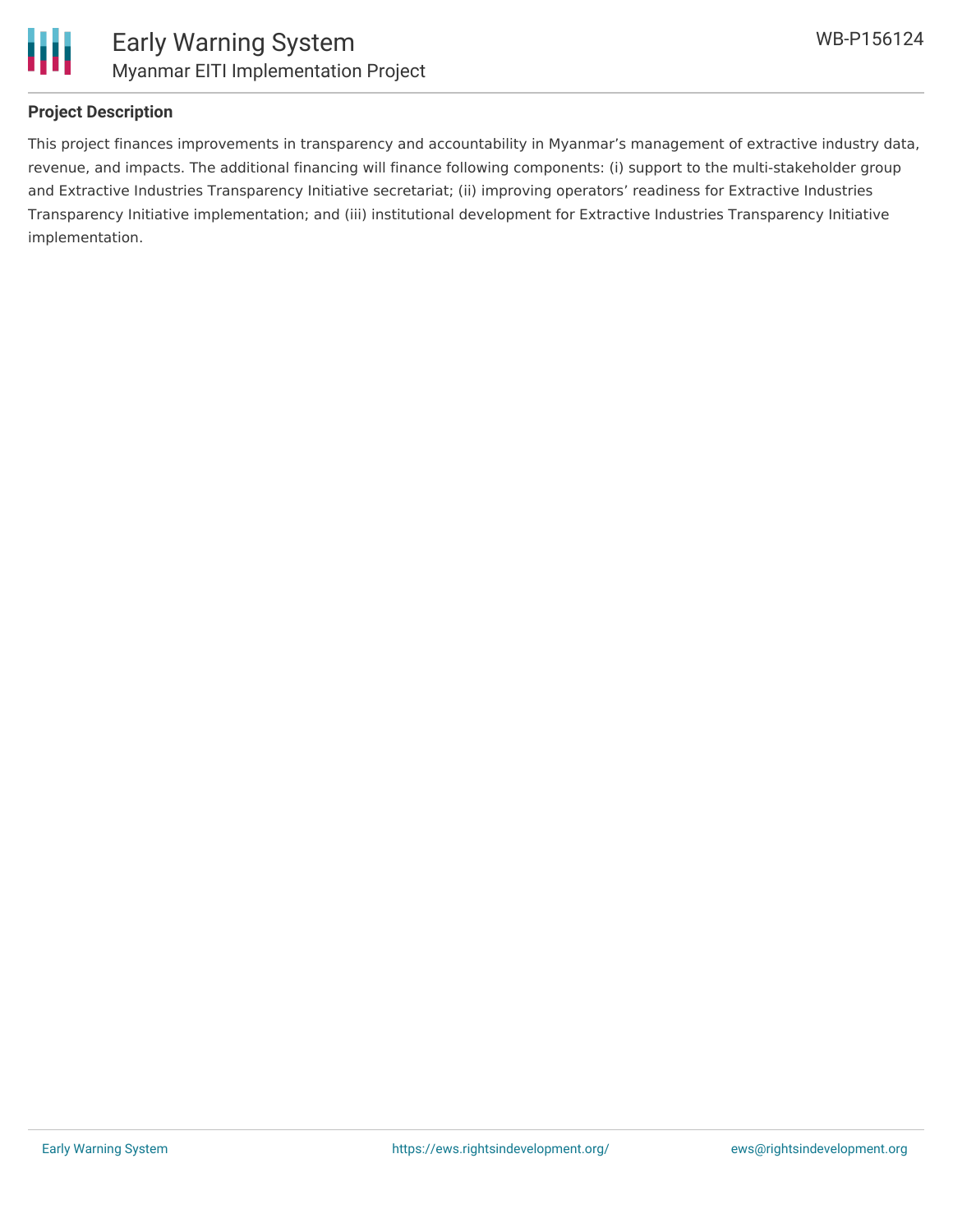## Project Description

This project finances improvements in transparency and accountability in Myanmar's management of extractive industry data, revenue, and impacts. The additional financing will finance following components: (i) support to the multi-stakeholder group and Extractive Industries Transparency Initiative secretariat; (ii) improving operators' readiness for Extractive Industries Transparency Initiative implementation; and (iii) institutional development for Extractive Industries Transparency Initiative implementation.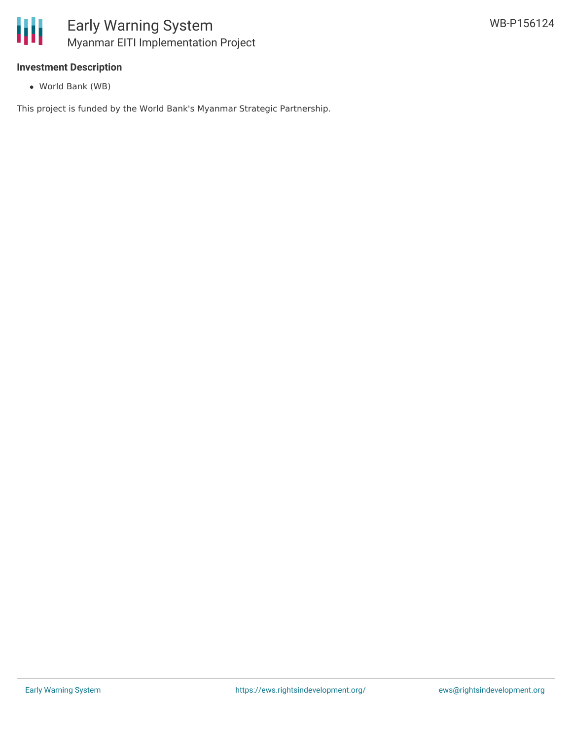**Investment Description**

- World Bank (WB)

This project is funded by the World Bank's Myanmar Strategic Partnership.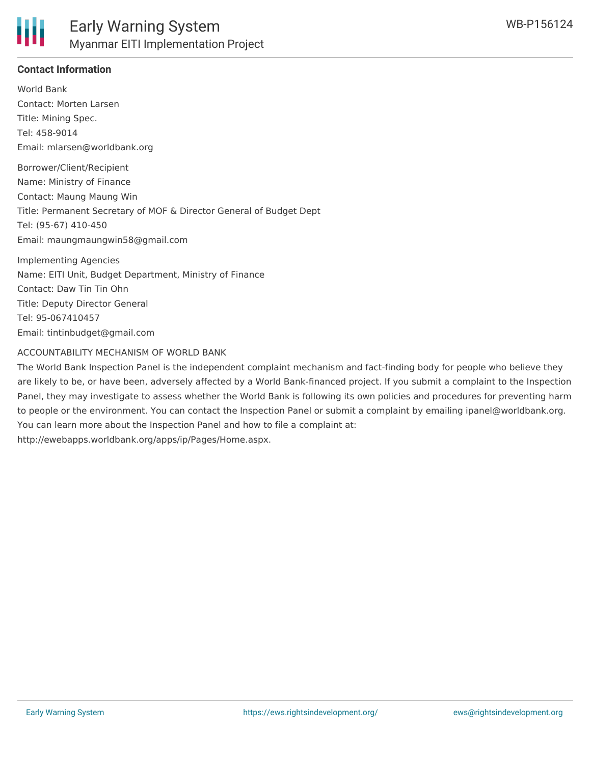## Contact Information

World Bank
Contact: Morten Larsen
Title: Mining Spec.
Tel: 458-9014
Email: mlarsen@worldbank.org

Borrower/Client/Recipient
Name: Ministry of Finance
Contact: Maung Maung Win
Title: Permanent Secretary of MOF & Director General of Budget Dept
Tel: (95-67) 410-450
Email: maungmaungwin58@gmail.com

Implementing Agencies
Name: EITI Unit, Budget Department, Ministry of Finance
Contact: Daw Tin Tin Ohn
Title: Deputy Director General
Tel: 95-067410457
Email: tintinbudget@gmail.com

ACCOUNTABILITY MECHANISM OF WORLD BANK

The World Bank Inspection Panel is the independent complaint mechanism and fact-finding body for people who believe they are likely to be, or have been, adversely affected by a World Bank-financed project. If you submit a complaint to the Inspection Panel, they may investigate to assess whether the World Bank is following its own policies and procedures for preventing harm to people or the environment. You can contact the Inspection Panel or submit a complaint by emailing ipanel@worldbank.org. You can learn more about the Inspection Panel and how to file a complaint at: http://ewebapps.worldbank.org/apps/ip/Pages/Home.aspx.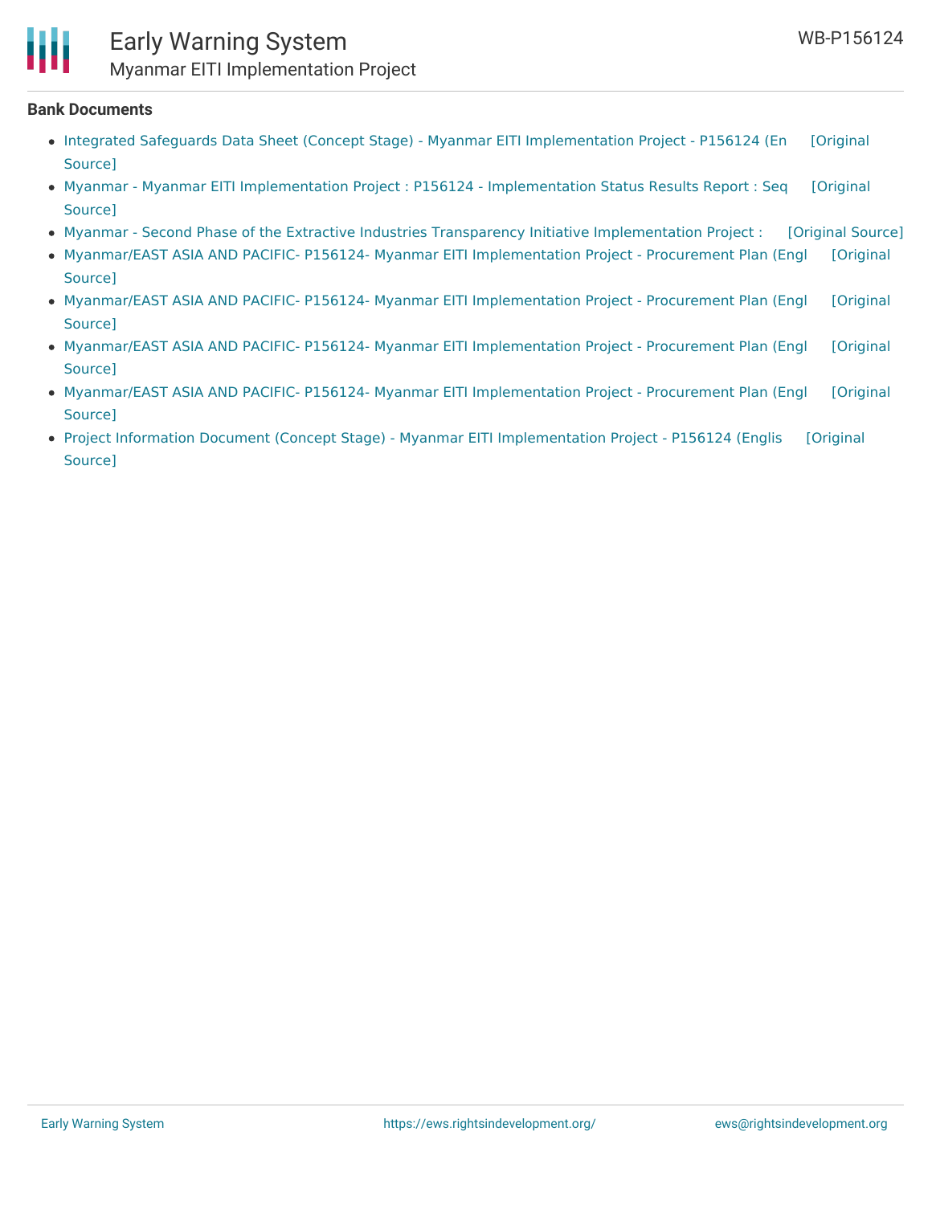**Bank Documents**

- Integrated Safeguards Data Sheet (Concept Stage) - Myanmar EITI Implementation Project - P156124 (En [Original Source]
- Myanmar - Myanmar EITI Implementation Project : P156124 - Implementation Status Results Report : Seq [Original Source]
- Myanmar - Second Phase of the Extractive Industries Transparency Initiative Implementation Project : [Original Source]
- Myanmar/EAST ASIA AND PACIFIC- P156124- Myanmar EITI Implementation Project - Procurement Plan (Engl [Original Source]
- Myanmar/EAST ASIA AND PACIFIC- P156124- Myanmar EITI Implementation Project - Procurement Plan (Engl [Original Source]
- Myanmar/EAST ASIA AND PACIFIC- P156124- Myanmar EITI Implementation Project - Procurement Plan (Engl [Original Source]
- Myanmar/EAST ASIA AND PACIFIC- P156124- Myanmar EITI Implementation Project - Procurement Plan (Engl [Original Source]
- Project Information Document (Concept Stage) - Myanmar EITI Implementation Project - P156124 (Englis [Original Source]